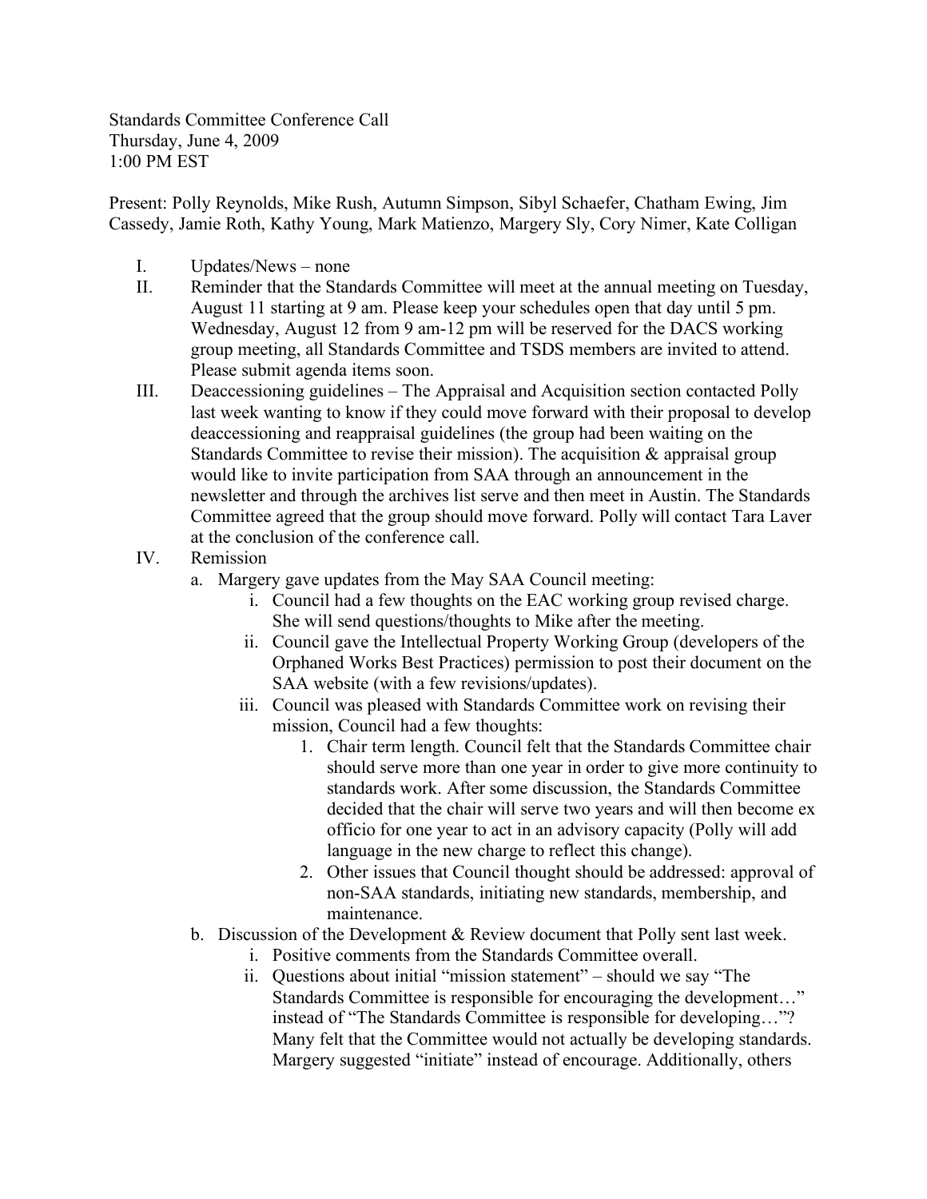Standards Committee Conference Call
Thursday, June 4, 2009
1:00 PM EST

Present: Polly Reynolds, Mike Rush, Autumn Simpson, Sibyl Schaefer, Chatham Ewing, Jim Cassedy, Jamie Roth, Kathy Young, Mark Matienzo, Margery Sly, Cory Nimer, Kate Colligan

I. Updates/News – none
II. Reminder that the Standards Committee will meet at the annual meeting on Tuesday, August 11 starting at 9 am. Please keep your schedules open that day until 5 pm. Wednesday, August 12 from 9 am-12 pm will be reserved for the DACS working group meeting, all Standards Committee and TSDS members are invited to attend. Please submit agenda items soon.
III. Deaccessioning guidelines – The Appraisal and Acquisition section contacted Polly last week wanting to know if they could move forward with their proposal to develop deaccessioning and reappraisal guidelines (the group had been waiting on the Standards Committee to revise their mission). The acquisition & appraisal group would like to invite participation from SAA through an announcement in the newsletter and through the archives list serve and then meet in Austin. The Standards Committee agreed that the group should move forward. Polly will contact Tara Laver at the conclusion of the conference call.
IV. Remission
    a. Margery gave updates from the May SAA Council meeting:
        i. Council had a few thoughts on the EAC working group revised charge. She will send questions/thoughts to Mike after the meeting.
        ii. Council gave the Intellectual Property Working Group (developers of the Orphaned Works Best Practices) permission to post their document on the SAA website (with a few revisions/updates).
        iii. Council was pleased with Standards Committee work on revising their mission, Council had a few thoughts:
            1. Chair term length. Council felt that the Standards Committee chair should serve more than one year in order to give more continuity to standards work. After some discussion, the Standards Committee decided that the chair will serve two years and will then become ex officio for one year to act in an advisory capacity (Polly will add language in the new charge to reflect this change).
            2. Other issues that Council thought should be addressed: approval of non-SAA standards, initiating new standards, membership, and maintenance.
    b. Discussion of the Development & Review document that Polly sent last week.
        i. Positive comments from the Standards Committee overall.
        ii. Questions about initial "mission statement" – should we say "The Standards Committee is responsible for encouraging the development…" instead of "The Standards Committee is responsible for developing…"? Many felt that the Committee would not actually be developing standards. Margery suggested "initiate" instead of encourage. Additionally, others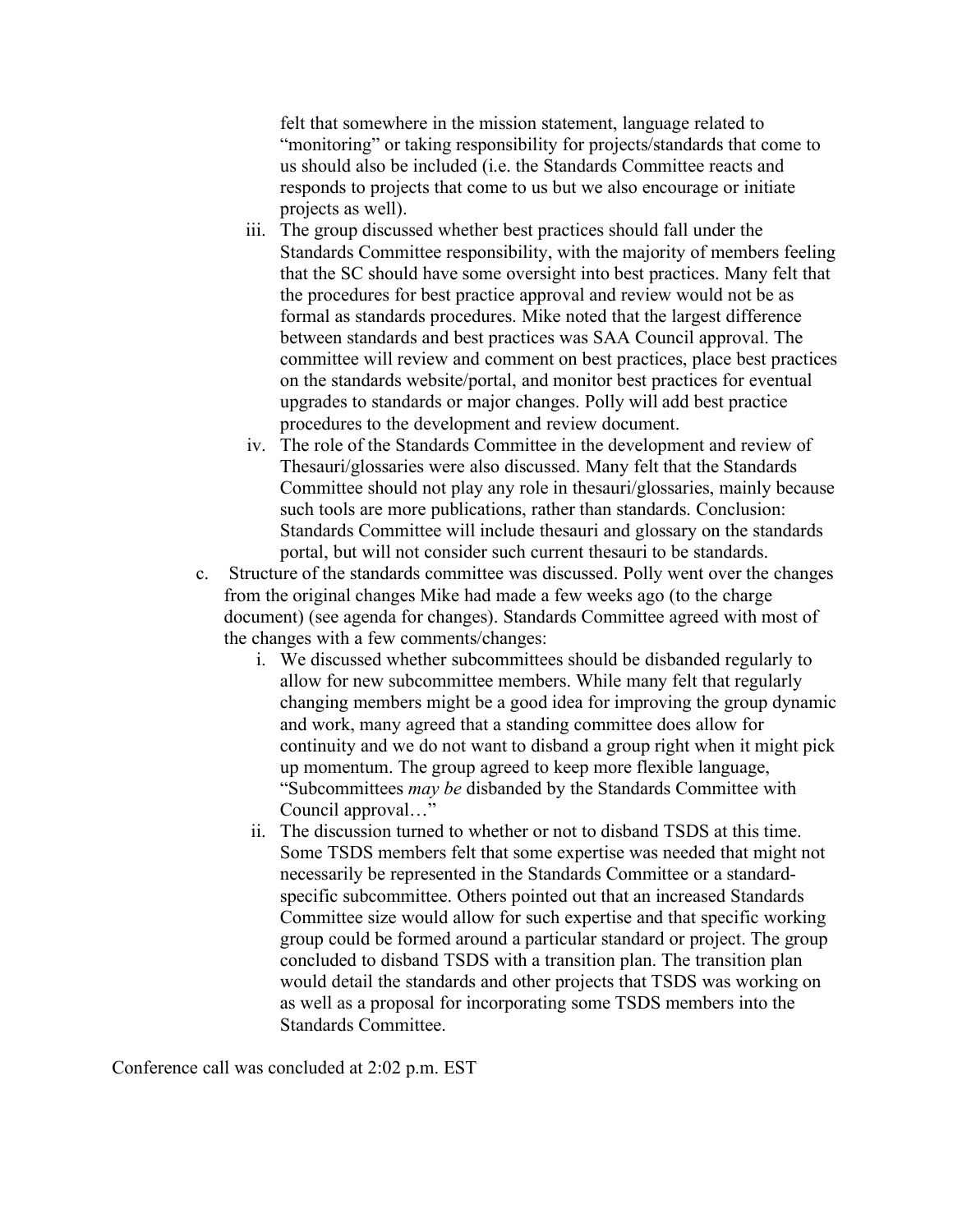felt that somewhere in the mission statement, language related to "monitoring" or taking responsibility for projects/standards that come to us should also be included (i.e. the Standards Committee reacts and responds to projects that come to us but we also encourage or initiate projects as well).

iii. The group discussed whether best practices should fall under the Standards Committee responsibility, with the majority of members feeling that the SC should have some oversight into best practices. Many felt that the procedures for best practice approval and review would not be as formal as standards procedures. Mike noted that the largest difference between standards and best practices was SAA Council approval. The committee will review and comment on best practices, place best practices on the standards website/portal, and monitor best practices for eventual upgrades to standards or major changes. Polly will add best practice procedures to the development and review document.

iv. The role of the Standards Committee in the development and review of Thesauri/glossaries were also discussed. Many felt that the Standards Committee should not play any role in thesauri/glossaries, mainly because such tools are more publications, rather than standards. Conclusion: Standards Committee will include thesauri and glossary on the standards portal, but will not consider such current thesauri to be standards.

c. Structure of the standards committee was discussed. Polly went over the changes from the original changes Mike had made a few weeks ago (to the charge document) (see agenda for changes). Standards Committee agreed with most of the changes with a few comments/changes:

   i. We discussed whether subcommittees should be disbanded regularly to allow for new subcommittee members. While many felt that regularly changing members might be a good idea for improving the group dynamic and work, many agreed that a standing committee does allow for continuity and we do not want to disband a group right when it might pick up momentum. The group agreed to keep more flexible language, "Subcommittees *may be* disbanded by the Standards Committee with Council approval…"

   ii. The discussion turned to whether or not to disband TSDS at this time. Some TSDS members felt that some expertise was needed that might not necessarily be represented in the Standards Committee or a standard-specific subcommittee. Others pointed out that an increased Standards Committee size would allow for such expertise and that specific working group could be formed around a particular standard or project. The group concluded to disband TSDS with a transition plan. The transition plan would detail the standards and other projects that TSDS was working on as well as a proposal for incorporating some TSDS members into the Standards Committee.

Conference call was concluded at 2:02 p.m. EST